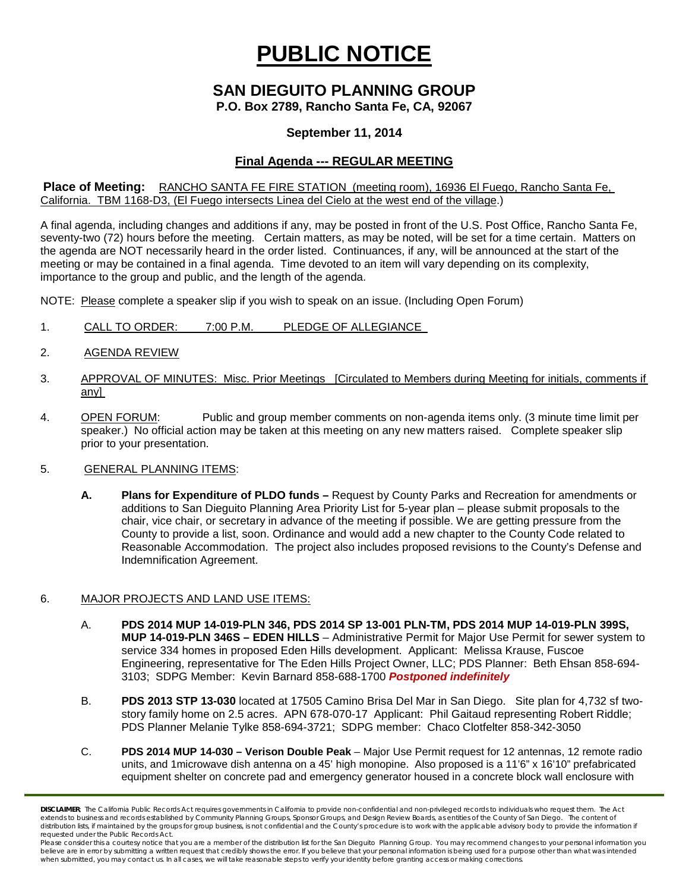# PUBLIC NOTICE

## SAN DIEGUITO PLANNING GROUP

**P.O. Box 2789, Rancho Santa Fe, CA, 92067**

**September 11, 2014**

**Final Agenda --- REGULAR MEETING**

**Place of Meeting:** RANCHO SANTA FE FIRE STATION (meeting room), 16936 El Fuego, Rancho Santa Fe, California. TBM 1168-D3, (El Fuego intersects Linea del Cielo at the west end of the village.)

A final agenda, including changes and additions if any, may be posted in front of the U.S. Post Office, Rancho Santa Fe, seventy-two (72) hours before the meeting. Certain matters, as may be noted, will be set for a time certain. Matters on the agenda are NOT necessarily heard in the order listed. Continuances, if any, will be announced at the start of the meeting or may be contained in a final agenda. Time devoted to an item will vary depending on its complexity, importance to the group and public, and the length of the agenda.

NOTE: Please complete a speaker slip if you wish to speak on an issue. (Including Open Forum)

1. CALL TO ORDER: 7:00 P.M. PLEDGE OF ALLEGIANCE

2. AGENDA REVIEW

3. APPROVAL OF MINUTES: Misc. Prior Meetings [Circulated to Members during Meeting for initials, comments if any]

4. OPEN FORUM: Public and group member comments on non-agenda items only. (3 minute time limit per speaker.) No official action may be taken at this meeting on any new matters raised. Complete speaker slip prior to your presentation.

5. GENERAL PLANNING ITEMS:

   **A. Plans for Expenditure of PLDO funds –** Request by County Parks and Recreation for amendments or additions to San Dieguito Planning Area Priority List for 5-year plan – please submit proposals to the chair, vice chair, or secretary in advance of the meeting if possible. We are getting pressure from the County to provide a list, soon. Ordinance and would add a new chapter to the County Code related to Reasonable Accommodation. The project also includes proposed revisions to the County's Defense and Indemnification Agreement.

6. MAJOR PROJECTS AND LAND USE ITEMS:

   A. **PDS 2014 MUP 14-019-PLN 346, PDS 2014 SP 13-001 PLN-TM, PDS 2014 MUP 14-019-PLN 399S, MUP 14-019-PLN 346S – EDEN HILLS** – Administrative Permit for Major Use Permit for sewer system to service 334 homes in proposed Eden Hills development. Applicant: Melissa Krause, Fuscoe Engineering, representative for The Eden Hills Project Owner, LLC; PDS Planner: Beth Ehsan 858-694-3103; SDPG Member: Kevin Barnard 858-688-1700 ***Postponed indefinitely***

   B. **PDS 2013 STP 13-030** located at 17505 Camino Brisa Del Mar in San Diego. Site plan for 4,732 sf two-story family home on 2.5 acres. APN 678-070-17 Applicant: Phil Gaitaud representing Robert Riddle; PDS Planner Melanie Tylke 858-694-3721; SDPG member: Chaco Clotfelter 858-342-3050

   C. **PDS 2014 MUP 14-030 – Verison Double Peak** – Major Use Permit request for 12 antennas, 12 remote radio units, and 1microwave dish antenna on a 45' high monopine. Also proposed is a 11'6" x 16'10" prefabricated equipment shelter on concrete pad and emergency generator housed in a concrete block wall enclosure with

**DISCLAIMER**; The California Public Records Act requires governments in California to provide non-confidential and non-privileged records to individuals who request them. The Act extends to business and records established by Community Planning Groups, Sponsor Groups, and Design Review Boards, as entities of the County of San Diego. The content of distribution lists, if maintained by the groups for group business, is not confidential and the County's procedure is to work with the applicable advisory body to provide the information if requested under the Public Records Act.

Please consider this a courtesy notice that you are a member of the distribution list for the San Dieguito Planning Group. You may recommend changes to your personal information you believe are in error by submitting a written request that credibly shows the error. If you believe that your personal information is being used for a purpose other than what was intended when submitted, you may contact us. In all cases, we will take reasonable steps to verify your identity before granting access or making corrections.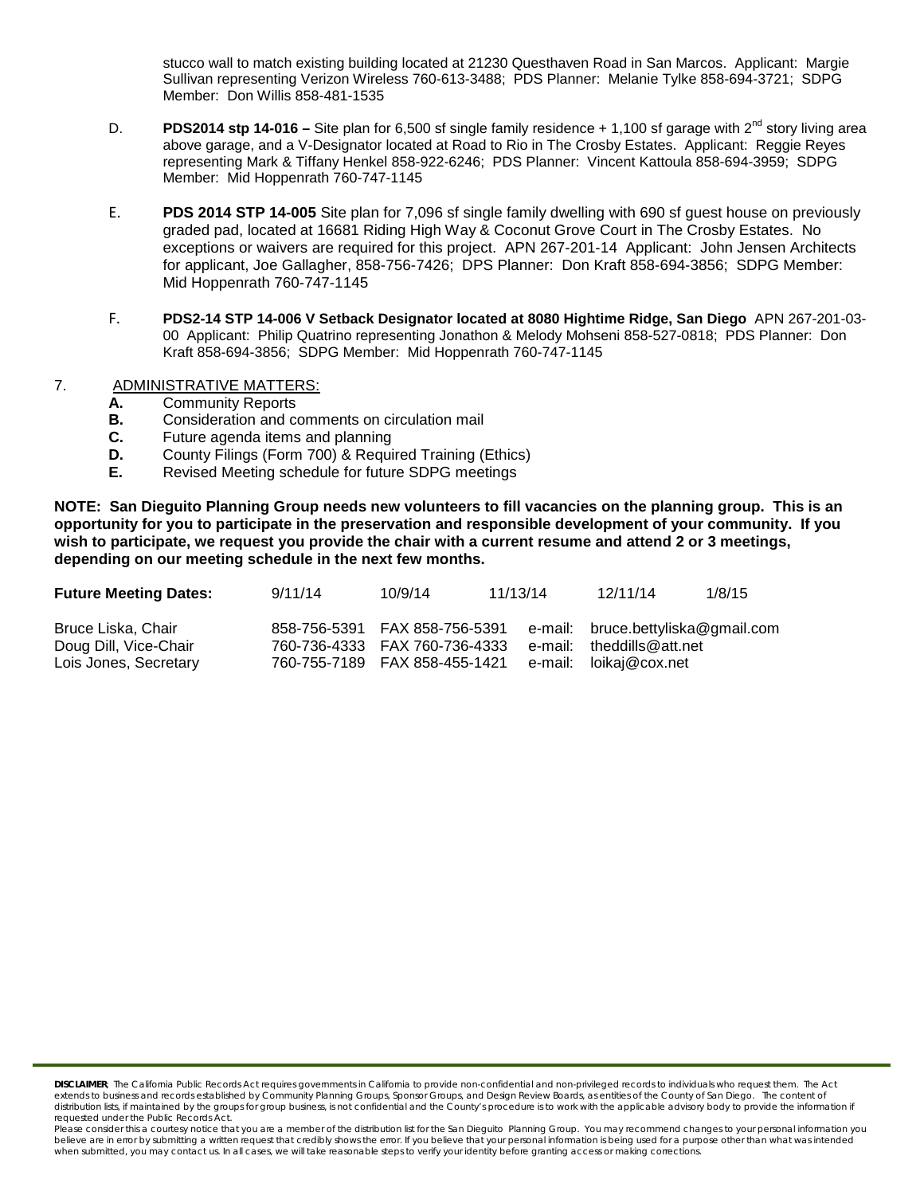stucco wall to match existing building located at 21230 Questhaven Road in San Marcos. Applicant: Margie Sullivan representing Verizon Wireless 760-613-3488; PDS Planner: Melanie Tylke 858-694-3721; SDPG Member: Don Willis 858-481-1535

D. **PDS2014 stp 14-016 –** Site plan for 6,500 sf single family residence + 1,100 sf garage with 2nd story living area above garage, and a V-Designator located at Road to Rio in The Crosby Estates. Applicant: Reggie Reyes representing Mark & Tiffany Henkel 858-922-6246; PDS Planner: Vincent Kattoula 858-694-3959; SDPG Member: Mid Hoppenrath 760-747-1145

E. **PDS 2014 STP 14-005** Site plan for 7,096 sf single family dwelling with 690 sf guest house on previously graded pad, located at 16681 Riding High Way & Coconut Grove Court in The Crosby Estates. No exceptions or waivers are required for this project. APN 267-201-14 Applicant: John Jensen Architects for applicant, Joe Gallagher, 858-756-7426; DPS Planner: Don Kraft 858-694-3856; SDPG Member: Mid Hoppenrath 760-747-1145

F. **PDS2-14 STP 14-006 V Setback Designator located at 8080 Hightime Ridge, San Diego** APN 267-201-03-00 Applicant: Philip Quatrino representing Jonathon & Melody Mohseni 858-527-0818; PDS Planner: Don Kraft 858-694-3856; SDPG Member: Mid Hoppenrath 760-747-1145

7. ADMINISTRATIVE MATTERS:
   - **A.** Community Reports
   - **B.** Consideration and comments on circulation mail
   - **C.** Future agenda items and planning
   - **D.** County Filings (Form 700) & Required Training (Ethics)
   - **E.** Revised Meeting schedule for future SDPG meetings

**NOTE: San Dieguito Planning Group needs new volunteers to fill vacancies on the planning group. This is an opportunity for you to participate in the preservation and responsible development of your community. If you wish to participate, we request you provide the chair with a current resume and attend 2 or 3 meetings, depending on our meeting schedule in the next few months.**

**Future Meeting Dates:** 9/11/14 10/9/14 11/13/14 12/11/14 1/8/15

| | | | |
|---|---|---|---|
| Bruce Liska, Chair | 858-756-5391 | FAX 858-756-5391 | e-mail: bruce.bettyliska@gmail.com |
| Doug Dill, Vice-Chair | 760-736-4333 | FAX 760-736-4333 | e-mail: theddills@att.net |
| Lois Jones, Secretary | 760-755-7189 | FAX 858-455-1421 | e-mail: loikaj@cox.net |

**DISCLAIMER**: The California Public Records Act requires governments in California to provide non-confidential and non-privileged records to individuals who request them. The Act extends to business and records established by Community Planning Groups, Sponsor Groups, and Design Review Boards, as entities of the County of San Diego. The content of distribution lists, if maintained by the groups for group business, is not confidential and the County's procedure is to work with the applicable advisory body to provide the information if requested under the Public Records Act.

Please consider this a courtesy notice that you are a member of the distribution list for the San Dieguito Planning Group. You may recommend changes to your personal information you believe are in error by submitting a written request that credibly shows the error. If you believe that your personal information is being used for a purpose other than what was intended when submitted, you may contact us. In all cases, we will take reasonable steps to verify your identity before granting access or making corrections.